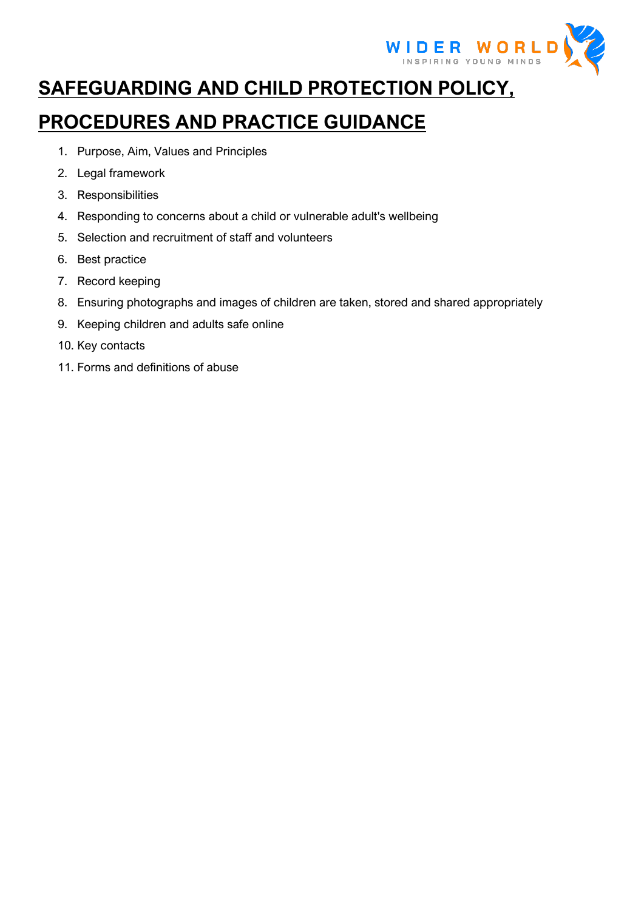# SAFEGUARDING AND CHILD PROTECTION POLICY, PROCEDURES AND PRACTICE GUIDANCE

1. Purpose, Aim, Values and Principles
2. Legal framework
3. Responsibilities
4. Responding to concerns about a child or vulnerable adult's wellbeing
5. Selection and recruitment of staff and volunteers
6. Best practice
7. Record keeping
8. Ensuring photographs and images of children are taken, stored and shared appropriately
9. Keeping children and adults safe online
10. Key contacts
11. Forms and definitions of abuse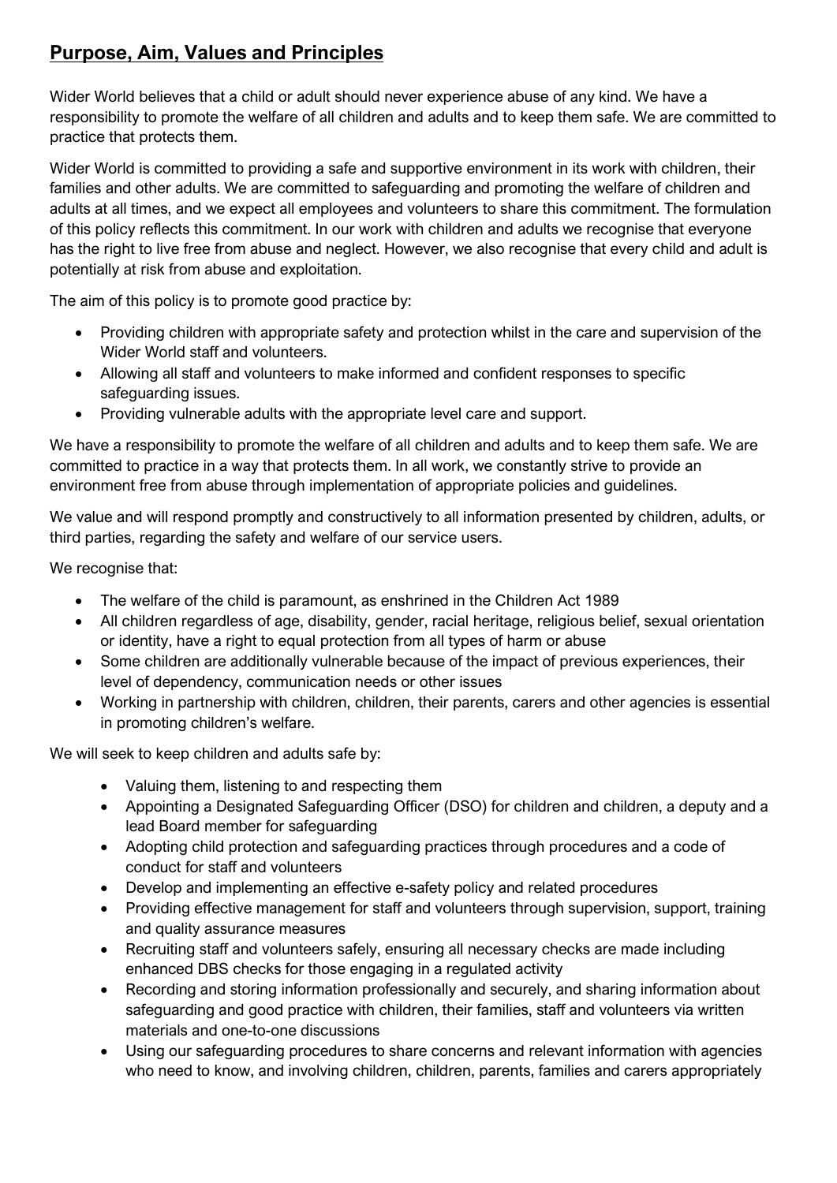## Purpose, Aim, Values and Principles

Wider World believes that a child or adult should never experience abuse of any kind. We have a responsibility to promote the welfare of all children and adults and to keep them safe. We are committed to practice that protects them.

Wider World is committed to providing a safe and supportive environment in its work with children, their families and other adults. We are committed to safeguarding and promoting the welfare of children and adults at all times, and we expect all employees and volunteers to share this commitment. The formulation of this policy reflects this commitment. In our work with children and adults we recognise that everyone has the right to live free from abuse and neglect. However, we also recognise that every child and adult is potentially at risk from abuse and exploitation.

The aim of this policy is to promote good practice by:

- Providing children with appropriate safety and protection whilst in the care and supervision of the Wider World staff and volunteers.
- Allowing all staff and volunteers to make informed and confident responses to specific safeguarding issues.
- Providing vulnerable adults with the appropriate level care and support.

We have a responsibility to promote the welfare of all children and adults and to keep them safe. We are committed to practice in a way that protects them. In all work, we constantly strive to provide an environment free from abuse through implementation of appropriate policies and guidelines.

We value and will respond promptly and constructively to all information presented by children, adults, or third parties, regarding the safety and welfare of our service users.

We recognise that:

- The welfare of the child is paramount, as enshrined in the Children Act 1989
- All children regardless of age, disability, gender, racial heritage, religious belief, sexual orientation or identity, have a right to equal protection from all types of harm or abuse
- Some children are additionally vulnerable because of the impact of previous experiences, their level of dependency, communication needs or other issues
- Working in partnership with children, children, their parents, carers and other agencies is essential in promoting children's welfare.

We will seek to keep children and adults safe by:

- Valuing them, listening to and respecting them
- Appointing a Designated Safeguarding Officer (DSO) for children and children, a deputy and a lead Board member for safeguarding
- Adopting child protection and safeguarding practices through procedures and a code of conduct for staff and volunteers
- Develop and implementing an effective e-safety policy and related procedures
- Providing effective management for staff and volunteers through supervision, support, training and quality assurance measures
- Recruiting staff and volunteers safely, ensuring all necessary checks are made including enhanced DBS checks for those engaging in a regulated activity
- Recording and storing information professionally and securely, and sharing information about safeguarding and good practice with children, their families, staff and volunteers via written materials and one-to-one discussions
- Using our safeguarding procedures to share concerns and relevant information with agencies who need to know, and involving children, children, parents, families and carers appropriately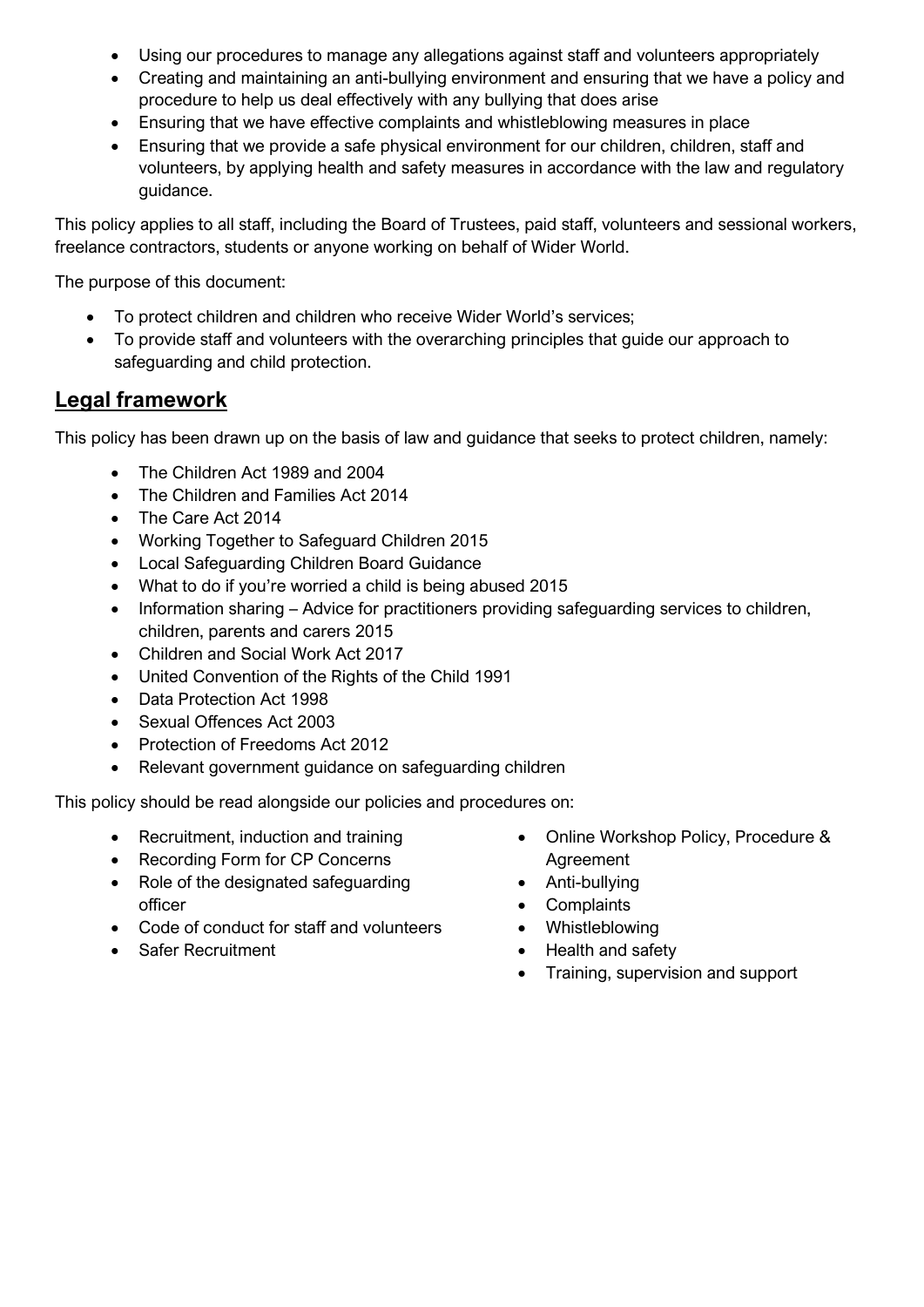- Using our procedures to manage any allegations against staff and volunteers appropriately
- Creating and maintaining an anti-bullying environment and ensuring that we have a policy and procedure to help us deal effectively with any bullying that does arise
- Ensuring that we have effective complaints and whistleblowing measures in place
- Ensuring that we provide a safe physical environment for our children, children, staff and volunteers, by applying health and safety measures in accordance with the law and regulatory guidance.

This policy applies to all staff, including the Board of Trustees, paid staff, volunteers and sessional workers, freelance contractors, students or anyone working on behalf of Wider World.

The purpose of this document:

- To protect children and children who receive Wider World's services;
- To provide staff and volunteers with the overarching principles that guide our approach to safeguarding and child protection.

## Legal framework

This policy has been drawn up on the basis of law and guidance that seeks to protect children, namely:

- The Children Act 1989 and 2004
- The Children and Families Act 2014
- The Care Act 2014
- Working Together to Safeguard Children 2015
- Local Safeguarding Children Board Guidance
- What to do if you're worried a child is being abused 2015
- Information sharing – Advice for practitioners providing safeguarding services to children, children, parents and carers 2015
- Children and Social Work Act 2017
- United Convention of the Rights of the Child 1991
- Data Protection Act 1998
- Sexual Offences Act 2003
- Protection of Freedoms Act 2012
- Relevant government guidance on safeguarding children

This policy should be read alongside our policies and procedures on:

- Recruitment, induction and training
- Recording Form for CP Concerns
- Role of the designated safeguarding officer
- Code of conduct for staff and volunteers
- Safer Recruitment
- Online Workshop Policy, Procedure & Agreement
- Anti-bullying
- Complaints
- Whistleblowing
- Health and safety
- Training, supervision and support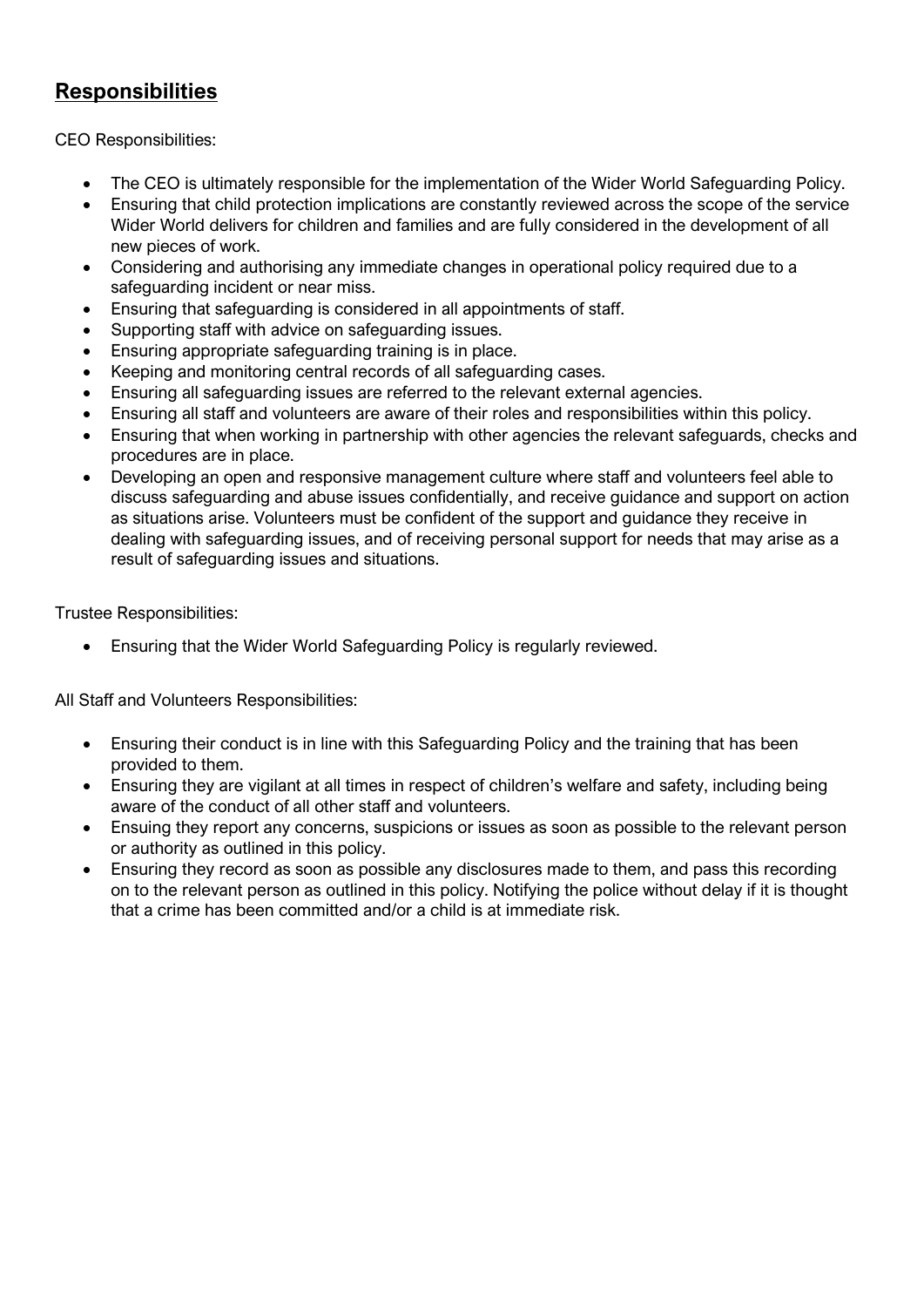## Responsibilities

CEO Responsibilities:

- The CEO is ultimately responsible for the implementation of the Wider World Safeguarding Policy.
- Ensuring that child protection implications are constantly reviewed across the scope of the service Wider World delivers for children and families and are fully considered in the development of all new pieces of work.
- Considering and authorising any immediate changes in operational policy required due to a safeguarding incident or near miss.
- Ensuring that safeguarding is considered in all appointments of staff.
- Supporting staff with advice on safeguarding issues.
- Ensuring appropriate safeguarding training is in place.
- Keeping and monitoring central records of all safeguarding cases.
- Ensuring all safeguarding issues are referred to the relevant external agencies.
- Ensuring all staff and volunteers are aware of their roles and responsibilities within this policy.
- Ensuring that when working in partnership with other agencies the relevant safeguards, checks and procedures are in place.
- Developing an open and responsive management culture where staff and volunteers feel able to discuss safeguarding and abuse issues confidentially, and receive guidance and support on action as situations arise. Volunteers must be confident of the support and guidance they receive in dealing with safeguarding issues, and of receiving personal support for needs that may arise as a result of safeguarding issues and situations.

Trustee Responsibilities:

- Ensuring that the Wider World Safeguarding Policy is regularly reviewed.

All Staff and Volunteers Responsibilities:

- Ensuring their conduct is in line with this Safeguarding Policy and the training that has been provided to them.
- Ensuring they are vigilant at all times in respect of children's welfare and safety, including being aware of the conduct of all other staff and volunteers.
- Ensuing they report any concerns, suspicions or issues as soon as possible to the relevant person or authority as outlined in this policy.
- Ensuring they record as soon as possible any disclosures made to them, and pass this recording on to the relevant person as outlined in this policy. Notifying the police without delay if it is thought that a crime has been committed and/or a child is at immediate risk.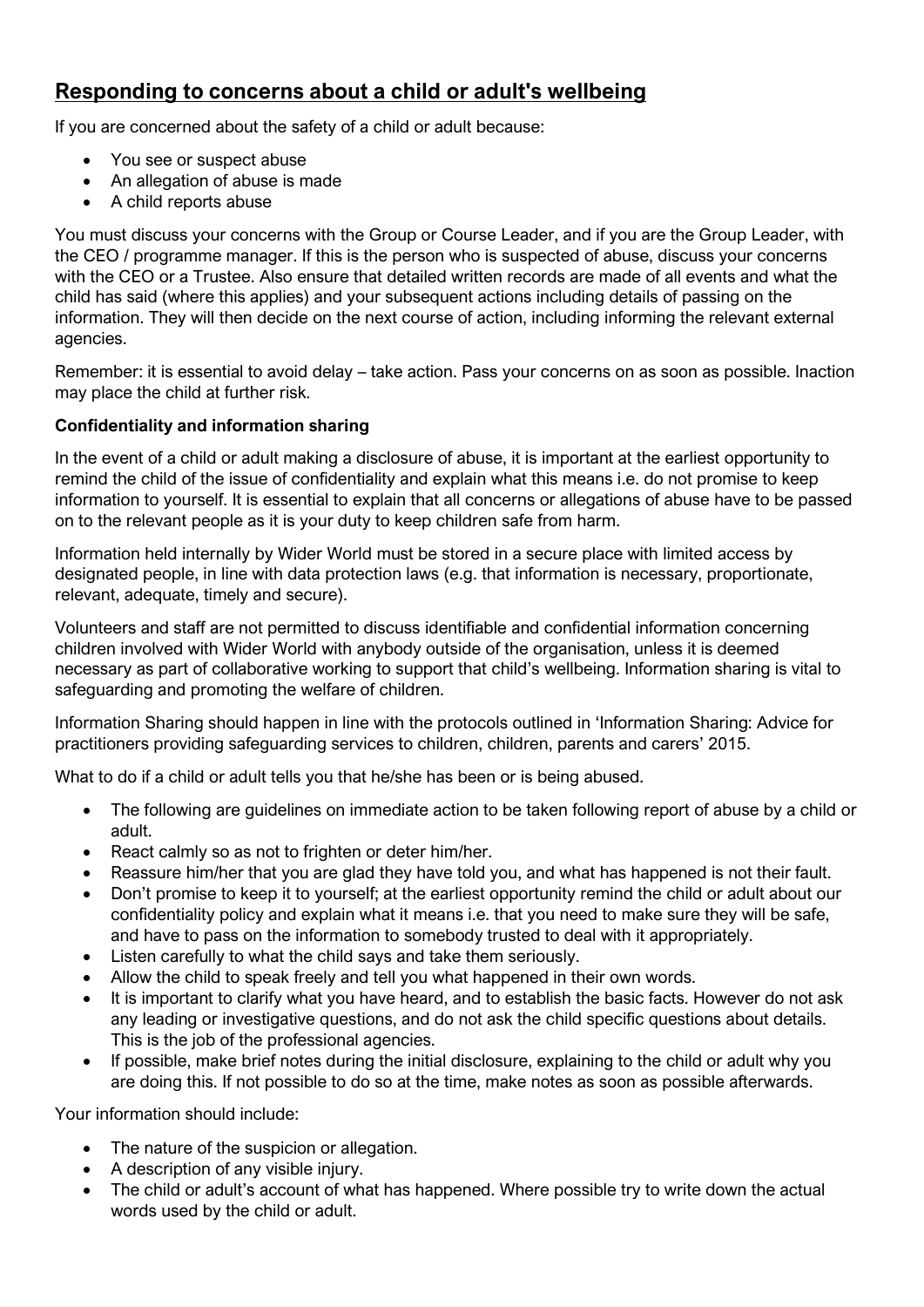## Responding to concerns about a child or adult's wellbeing

If you are concerned about the safety of a child or adult because:

- You see or suspect abuse
- An allegation of abuse is made
- A child reports abuse

You must discuss your concerns with the Group or Course Leader, and if you are the Group Leader, with the CEO / programme manager. If this is the person who is suspected of abuse, discuss your concerns with the CEO or a Trustee. Also ensure that detailed written records are made of all events and what the child has said (where this applies) and your subsequent actions including details of passing on the information. They will then decide on the next course of action, including informing the relevant external agencies.

Remember: it is essential to avoid delay – take action. Pass your concerns on as soon as possible. Inaction may place the child at further risk.

**Confidentiality and information sharing**

In the event of a child or adult making a disclosure of abuse, it is important at the earliest opportunity to remind the child of the issue of confidentiality and explain what this means i.e. do not promise to keep information to yourself. It is essential to explain that all concerns or allegations of abuse have to be passed on to the relevant people as it is your duty to keep children safe from harm.

Information held internally by Wider World must be stored in a secure place with limited access by designated people, in line with data protection laws (e.g. that information is necessary, proportionate, relevant, adequate, timely and secure).

Volunteers and staff are not permitted to discuss identifiable and confidential information concerning children involved with Wider World with anybody outside of the organisation, unless it is deemed necessary as part of collaborative working to support that child's wellbeing. Information sharing is vital to safeguarding and promoting the welfare of children.

Information Sharing should happen in line with the protocols outlined in 'Information Sharing: Advice for practitioners providing safeguarding services to children, children, parents and carers' 2015.

What to do if a child or adult tells you that he/she has been or is being abused.

- The following are guidelines on immediate action to be taken following report of abuse by a child or adult.
- React calmly so as not to frighten or deter him/her.
- Reassure him/her that you are glad they have told you, and what has happened is not their fault.
- Don't promise to keep it to yourself; at the earliest opportunity remind the child or adult about our confidentiality policy and explain what it means i.e. that you need to make sure they will be safe, and have to pass on the information to somebody trusted to deal with it appropriately.
- Listen carefully to what the child says and take them seriously.
- Allow the child to speak freely and tell you what happened in their own words.
- It is important to clarify what you have heard, and to establish the basic facts. However do not ask any leading or investigative questions, and do not ask the child specific questions about details. This is the job of the professional agencies.
- If possible, make brief notes during the initial disclosure, explaining to the child or adult why you are doing this. If not possible to do so at the time, make notes as soon as possible afterwards.

Your information should include:

- The nature of the suspicion or allegation.
- A description of any visible injury.
- The child or adult's account of what has happened. Where possible try to write down the actual words used by the child or adult.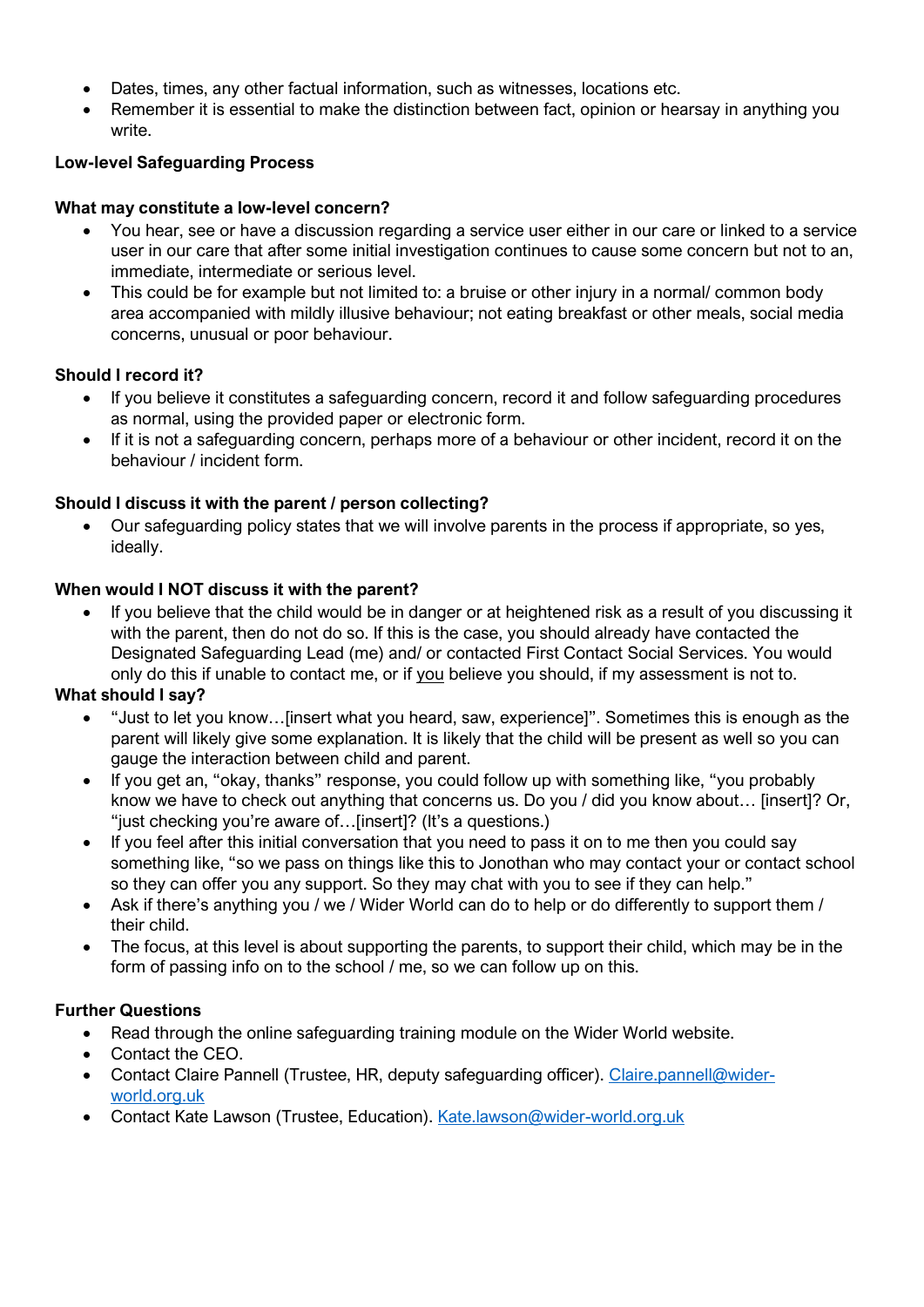- Dates, times, any other factual information, such as witnesses, locations etc.
- Remember it is essential to make the distinction between fact, opinion or hearsay in anything you write.

**Low-level Safeguarding Process**

**What may constitute a low-level concern?**

- You hear, see or have a discussion regarding a service user either in our care or linked to a service user in our care that after some initial investigation continues to cause some concern but not to an, immediate, intermediate or serious level.
- This could be for example but not limited to: a bruise or other injury in a normal/ common body area accompanied with mildly illusive behaviour; not eating breakfast or other meals, social media concerns, unusual or poor behaviour.

**Should I record it?**

- If you believe it constitutes a safeguarding concern, record it and follow safeguarding procedures as normal, using the provided paper or electronic form.
- If it is not a safeguarding concern, perhaps more of a behaviour or other incident, record it on the behaviour / incident form.

**Should I discuss it with the parent / person collecting?**

- Our safeguarding policy states that we will involve parents in the process if appropriate, so yes, ideally.

**When would I NOT discuss it with the parent?**

- If you believe that the child would be in danger or at heightened risk as a result of you discussing it with the parent, then do not do so. If this is the case, you should already have contacted the Designated Safeguarding Lead (me) and/ or contacted First Contact Social Services. You would only do this if unable to contact me, or if you believe you should, if my assessment is not to.

**What should I say?**

- "Just to let you know…[insert what you heard, saw, experience]". Sometimes this is enough as the parent will likely give some explanation. It is likely that the child will be present as well so you can gauge the interaction between child and parent.
- If you get an, "okay, thanks" response, you could follow up with something like, "you probably know we have to check out anything that concerns us. Do you / did you know about… [insert]? Or, "just checking you're aware of…[insert]? (It's a questions.)
- If you feel after this initial conversation that you need to pass it on to me then you could say something like, "so we pass on things like this to Jonothan who may contact your or contact school so they can offer you any support. So they may chat with you to see if they can help."
- Ask if there's anything you / we / Wider World can do to help or do differently to support them / their child.
- The focus, at this level is about supporting the parents, to support their child, which may be in the form of passing info on to the school / me, so we can follow up on this.

**Further Questions**

- Read through the online safeguarding training module on the Wider World website.
- Contact the CEO.
- Contact Claire Pannell (Trustee, HR, deputy safeguarding officer). Claire.pannell@wider-world.org.uk
- Contact Kate Lawson (Trustee, Education). Kate.lawson@wider-world.org.uk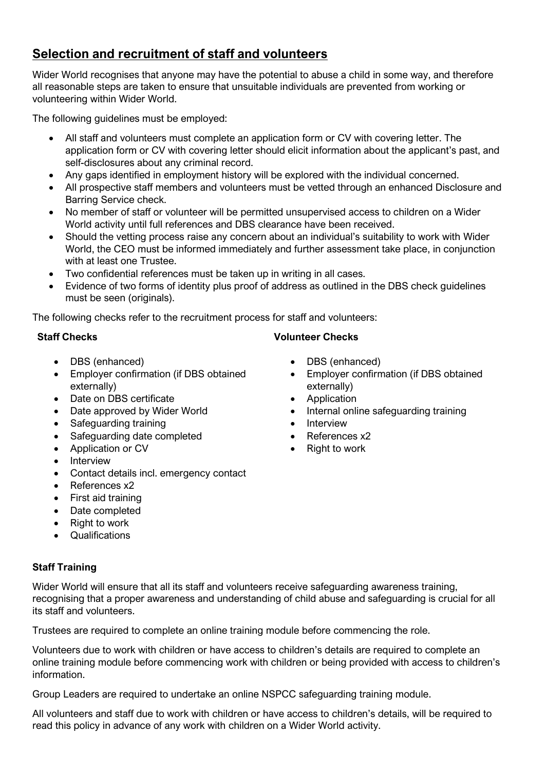## Selection and recruitment of staff and volunteers

Wider World recognises that anyone may have the potential to abuse a child in some way, and therefore all reasonable steps are taken to ensure that unsuitable individuals are prevented from working or volunteering within Wider World.

The following guidelines must be employed:

- All staff and volunteers must complete an application form or CV with covering letter. The application form or CV with covering letter should elicit information about the applicant's past, and self-disclosures about any criminal record.
- Any gaps identified in employment history will be explored with the individual concerned.
- All prospective staff members and volunteers must be vetted through an enhanced Disclosure and Barring Service check.
- No member of staff or volunteer will be permitted unsupervised access to children on a Wider World activity until full references and DBS clearance have been received.
- Should the vetting process raise any concern about an individual's suitability to work with Wider World, the CEO must be informed immediately and further assessment take place, in conjunction with at least one Trustee.
- Two confidential references must be taken up in writing in all cases.
- Evidence of two forms of identity plus proof of address as outlined in the DBS check guidelines must be seen (originals).

The following checks refer to the recruitment process for staff and volunteers:

**Staff Checks**

- DBS (enhanced)
- Employer confirmation (if DBS obtained externally)
- Date on DBS certificate
- Date approved by Wider World
- Safeguarding training
- Safeguarding date completed
- Application or CV
- Interview
- Contact details incl. emergency contact
- References x2
- First aid training
- Date completed
- Right to work
- Qualifications

**Volunteer Checks**

- DBS (enhanced)
- Employer confirmation (if DBS obtained externally)
- Application
- Internal online safeguarding training
- Interview
- References x2
- Right to work

**Staff Training**

Wider World will ensure that all its staff and volunteers receive safeguarding awareness training, recognising that a proper awareness and understanding of child abuse and safeguarding is crucial for all its staff and volunteers.

Trustees are required to complete an online training module before commencing the role.

Volunteers due to work with children or have access to children's details are required to complete an online training module before commencing work with children or being provided with access to children's information.

Group Leaders are required to undertake an online NSPCC safeguarding training module.

All volunteers and staff due to work with children or have access to children's details, will be required to read this policy in advance of any work with children on a Wider World activity.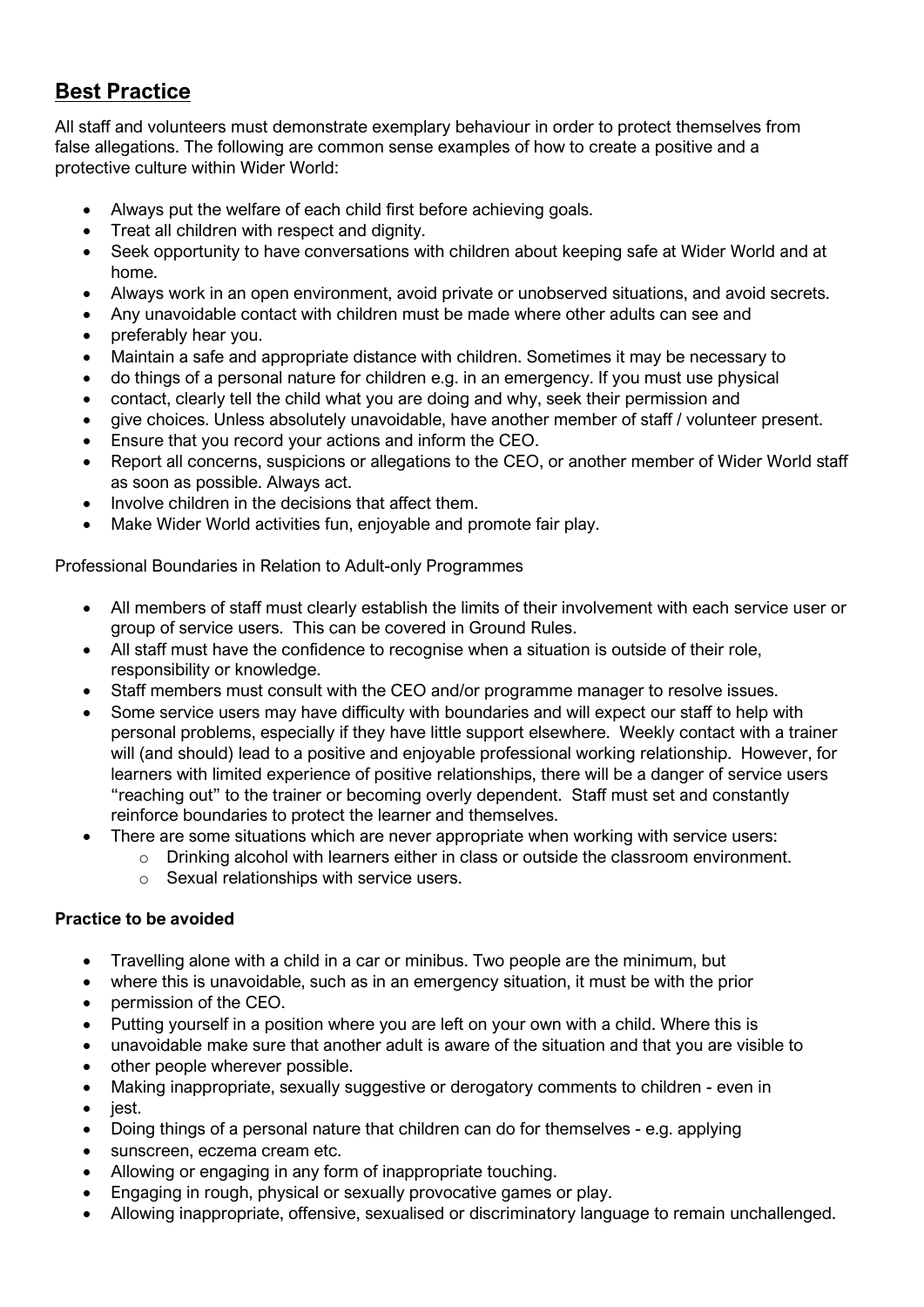## Best Practice

All staff and volunteers must demonstrate exemplary behaviour in order to protect themselves from false allegations. The following are common sense examples of how to create a positive and a protective culture within Wider World:

- Always put the welfare of each child first before achieving goals.
- Treat all children with respect and dignity.
- Seek opportunity to have conversations with children about keeping safe at Wider World and at home.
- Always work in an open environment, avoid private or unobserved situations, and avoid secrets.
- Any unavoidable contact with children must be made where other adults can see and
- preferably hear you.
- Maintain a safe and appropriate distance with children. Sometimes it may be necessary to
- do things of a personal nature for children e.g. in an emergency. If you must use physical
- contact, clearly tell the child what you are doing and why, seek their permission and
- give choices. Unless absolutely unavoidable, have another member of staff / volunteer present.
- Ensure that you record your actions and inform the CEO.
- Report all concerns, suspicions or allegations to the CEO, or another member of Wider World staff as soon as possible. Always act.
- Involve children in the decisions that affect them.
- Make Wider World activities fun, enjoyable and promote fair play.

Professional Boundaries in Relation to Adult-only Programmes

- All members of staff must clearly establish the limits of their involvement with each service user or group of service users. This can be covered in Ground Rules.
- All staff must have the confidence to recognise when a situation is outside of their role, responsibility or knowledge.
- Staff members must consult with the CEO and/or programme manager to resolve issues.
- Some service users may have difficulty with boundaries and will expect our staff to help with personal problems, especially if they have little support elsewhere. Weekly contact with a trainer will (and should) lead to a positive and enjoyable professional working relationship. However, for learners with limited experience of positive relationships, there will be a danger of service users "reaching out" to the trainer or becoming overly dependent. Staff must set and constantly reinforce boundaries to protect the learner and themselves.
- There are some situations which are never appropriate when working with service users:
  - Drinking alcohol with learners either in class or outside the classroom environment.
  - Sexual relationships with service users.

**Practice to be avoided**

- Travelling alone with a child in a car or minibus. Two people are the minimum, but
- where this is unavoidable, such as in an emergency situation, it must be with the prior
- permission of the CEO.
- Putting yourself in a position where you are left on your own with a child. Where this is
- unavoidable make sure that another adult is aware of the situation and that you are visible to
- other people wherever possible.
- Making inappropriate, sexually suggestive or derogatory comments to children - even in
- jest.
- Doing things of a personal nature that children can do for themselves - e.g. applying
- sunscreen, eczema cream etc.
- Allowing or engaging in any form of inappropriate touching.
- Engaging in rough, physical or sexually provocative games or play.
- Allowing inappropriate, offensive, sexualised or discriminatory language to remain unchallenged.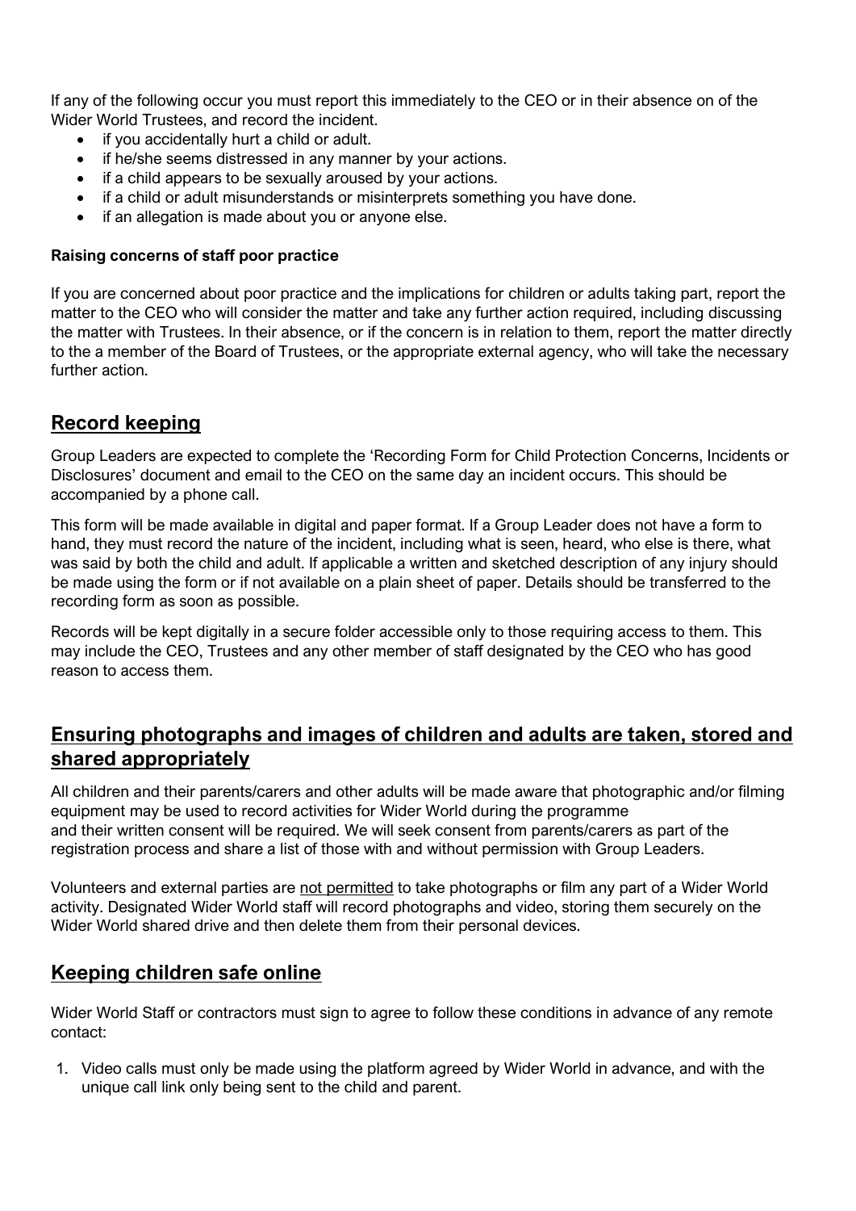If any of the following occur you must report this immediately to the CEO or in their absence on of the Wider World Trustees, and record the incident.

- if you accidentally hurt a child or adult.
- if he/she seems distressed in any manner by your actions.
- if a child appears to be sexually aroused by your actions.
- if a child or adult misunderstands or misinterprets something you have done.
- if an allegation is made about you or anyone else.

**Raising concerns of staff poor practice**

If you are concerned about poor practice and the implications for children or adults taking part, report the matter to the CEO who will consider the matter and take any further action required, including discussing the matter with Trustees. In their absence, or if the concern is in relation to them, report the matter directly to the a member of the Board of Trustees, or the appropriate external agency, who will take the necessary further action.

## Record keeping

Group Leaders are expected to complete the 'Recording Form for Child Protection Concerns, Incidents or Disclosures' document and email to the CEO on the same day an incident occurs. This should be accompanied by a phone call.

This form will be made available in digital and paper format. If a Group Leader does not have a form to hand, they must record the nature of the incident, including what is seen, heard, who else is there, what was said by both the child and adult. If applicable a written and sketched description of any injury should be made using the form or if not available on a plain sheet of paper. Details should be transferred to the recording form as soon as possible.

Records will be kept digitally in a secure folder accessible only to those requiring access to them. This may include the CEO, Trustees and any other member of staff designated by the CEO who has good reason to access them.

## Ensuring photographs and images of children and adults are taken, stored and shared appropriately

All children and their parents/carers and other adults will be made aware that photographic and/or filming equipment may be used to record activities for Wider World during the programme and their written consent will be required. We will seek consent from parents/carers as part of the registration process and share a list of those with and without permission with Group Leaders.

Volunteers and external parties are not permitted to take photographs or film any part of a Wider World activity. Designated Wider World staff will record photographs and video, storing them securely on the Wider World shared drive and then delete them from their personal devices.

## Keeping children safe online

Wider World Staff or contractors must sign to agree to follow these conditions in advance of any remote contact:

1. Video calls must only be made using the platform agreed by Wider World in advance, and with the unique call link only being sent to the child and parent.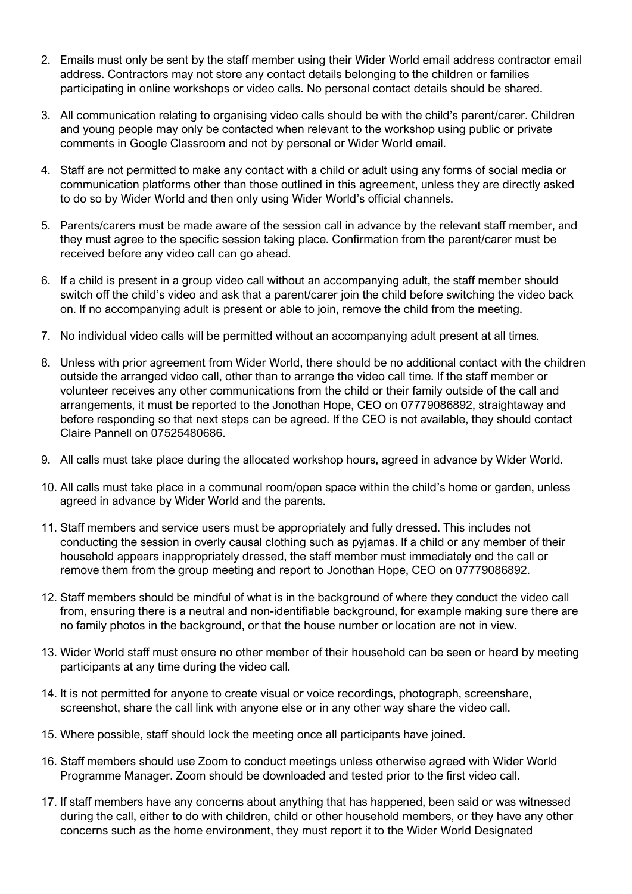2. Emails must only be sent by the staff member using their Wider World email address contractor email address. Contractors may not store any contact details belonging to the children or families participating in online workshops or video calls. No personal contact details should be shared.

3. All communication relating to organising video calls should be with the child's parent/carer. Children and young people may only be contacted when relevant to the workshop using public or private comments in Google Classroom and not by personal or Wider World email.

4. Staff are not permitted to make any contact with a child or adult using any forms of social media or communication platforms other than those outlined in this agreement, unless they are directly asked to do so by Wider World and then only using Wider World's official channels.

5. Parents/carers must be made aware of the session call in advance by the relevant staff member, and they must agree to the specific session taking place. Confirmation from the parent/carer must be received before any video call can go ahead.

6. If a child is present in a group video call without an accompanying adult, the staff member should switch off the child's video and ask that a parent/carer join the child before switching the video back on. If no accompanying adult is present or able to join, remove the child from the meeting.

7. No individual video calls will be permitted without an accompanying adult present at all times.

8. Unless with prior agreement from Wider World, there should be no additional contact with the children outside the arranged video call, other than to arrange the video call time. If the staff member or volunteer receives any other communications from the child or their family outside of the call and arrangements, it must be reported to the Jonothan Hope, CEO on 07779086892, straightaway and before responding so that next steps can be agreed. If the CEO is not available, they should contact Claire Pannell on 07525480686.

9. All calls must take place during the allocated workshop hours, agreed in advance by Wider World.

10. All calls must take place in a communal room/open space within the child's home or garden, unless agreed in advance by Wider World and the parents.

11. Staff members and service users must be appropriately and fully dressed. This includes not conducting the session in overly causal clothing such as pyjamas. If a child or any member of their household appears inappropriately dressed, the staff member must immediately end the call or remove them from the group meeting and report to Jonothan Hope, CEO on 07779086892.

12. Staff members should be mindful of what is in the background of where they conduct the video call from, ensuring there is a neutral and non-identifiable background, for example making sure there are no family photos in the background, or that the house number or location are not in view.

13. Wider World staff must ensure no other member of their household can be seen or heard by meeting participants at any time during the video call.

14. It is not permitted for anyone to create visual or voice recordings, photograph, screenshare, screenshot, share the call link with anyone else or in any other way share the video call.

15. Where possible, staff should lock the meeting once all participants have joined.

16. Staff members should use Zoom to conduct meetings unless otherwise agreed with Wider World Programme Manager. Zoom should be downloaded and tested prior to the first video call.

17. If staff members have any concerns about anything that has happened, been said or was witnessed during the call, either to do with children, child or other household members, or they have any other concerns such as the home environment, they must report it to the Wider World Designated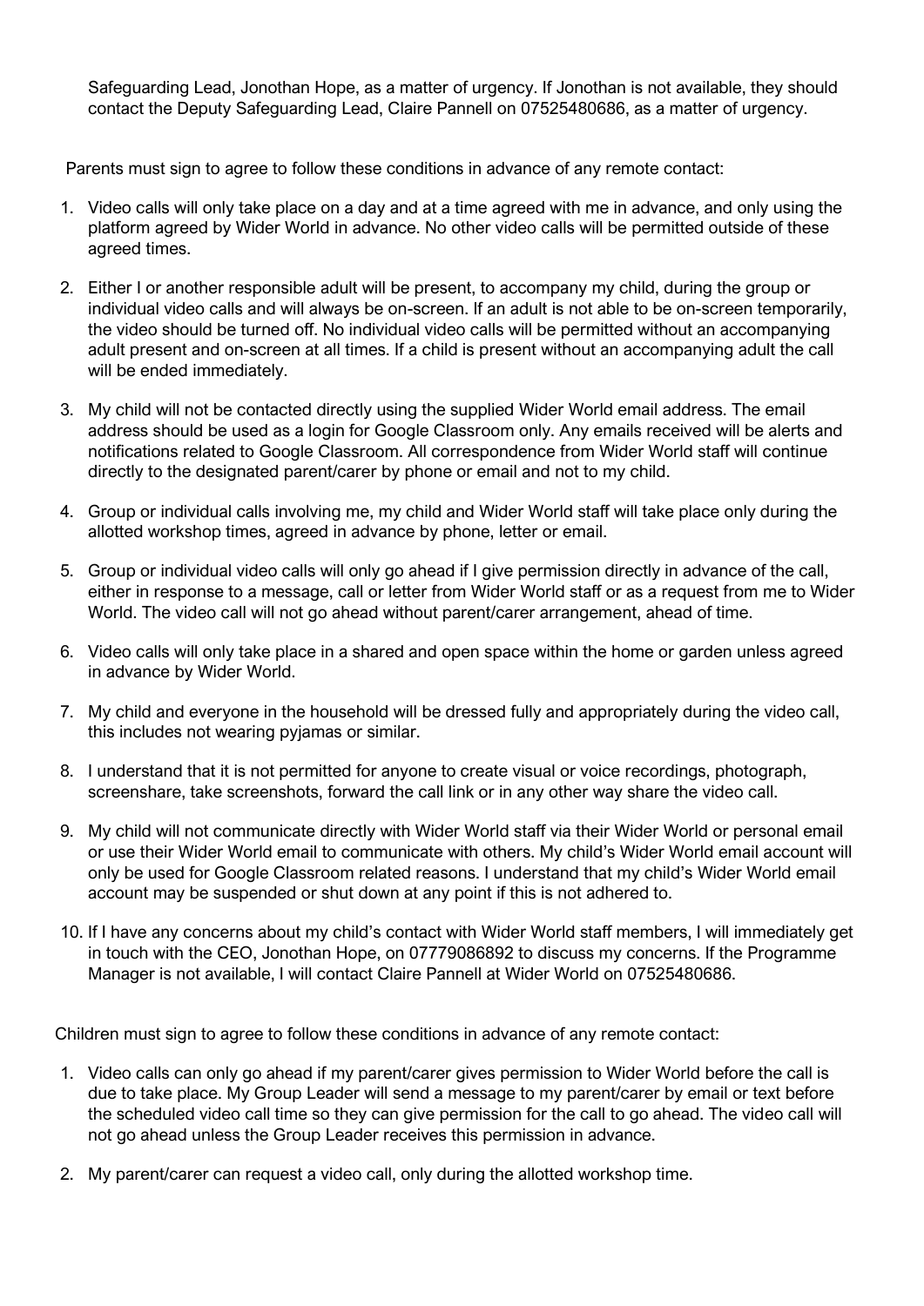Safeguarding Lead, Jonothan Hope, as a matter of urgency. If Jonothan is not available, they should contact the Deputy Safeguarding Lead, Claire Pannell on 07525480686, as a matter of urgency.

Parents must sign to agree to follow these conditions in advance of any remote contact:

1. Video calls will only take place on a day and at a time agreed with me in advance, and only using the platform agreed by Wider World in advance. No other video calls will be permitted outside of these agreed times.
2. Either I or another responsible adult will be present, to accompany my child, during the group or individual video calls and will always be on-screen. If an adult is not able to be on-screen temporarily, the video should be turned off. No individual video calls will be permitted without an accompanying adult present and on-screen at all times. If a child is present without an accompanying adult the call will be ended immediately.
3. My child will not be contacted directly using the supplied Wider World email address. The email address should be used as a login for Google Classroom only. Any emails received will be alerts and notifications related to Google Classroom. All correspondence from Wider World staff will continue directly to the designated parent/carer by phone or email and not to my child.
4. Group or individual calls involving me, my child and Wider World staff will take place only during the allotted workshop times, agreed in advance by phone, letter or email.
5. Group or individual video calls will only go ahead if I give permission directly in advance of the call, either in response to a message, call or letter from Wider World staff or as a request from me to Wider World. The video call will not go ahead without parent/carer arrangement, ahead of time.
6. Video calls will only take place in a shared and open space within the home or garden unless agreed in advance by Wider World.
7. My child and everyone in the household will be dressed fully and appropriately during the video call, this includes not wearing pyjamas or similar.
8. I understand that it is not permitted for anyone to create visual or voice recordings, photograph, screenshare, take screenshots, forward the call link or in any other way share the video call.
9. My child will not communicate directly with Wider World staff via their Wider World or personal email or use their Wider World email to communicate with others. My child's Wider World email account will only be used for Google Classroom related reasons. I understand that my child's Wider World email account may be suspended or shut down at any point if this is not adhered to.
10. If I have any concerns about my child's contact with Wider World staff members, I will immediately get in touch with the CEO, Jonothan Hope, on 07779086892 to discuss my concerns. If the Programme Manager is not available, I will contact Claire Pannell at Wider World on 07525480686.

Children must sign to agree to follow these conditions in advance of any remote contact:

1. Video calls can only go ahead if my parent/carer gives permission to Wider World before the call is due to take place. My Group Leader will send a message to my parent/carer by email or text before the scheduled video call time so they can give permission for the call to go ahead. The video call will not go ahead unless the Group Leader receives this permission in advance.
2. My parent/carer can request a video call, only during the allotted workshop time.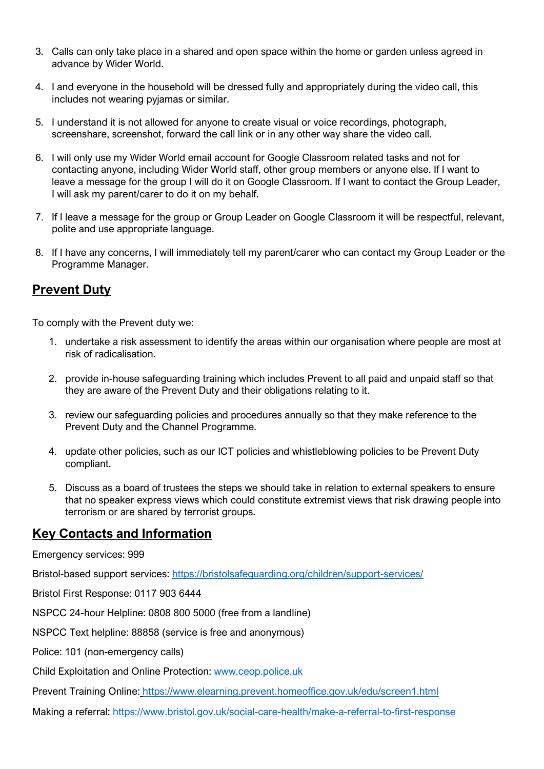3. Calls can only take place in a shared and open space within the home or garden unless agreed in advance by Wider World.

4. I and everyone in the household will be dressed fully and appropriately during the video call, this includes not wearing pyjamas or similar.

5. I understand it is not allowed for anyone to create visual or voice recordings, photograph, screenshare, screenshot, forward the call link or in any other way share the video call.

6. I will only use my Wider World email account for Google Classroom related tasks and not for contacting anyone, including Wider World staff, other group members or anyone else. If I want to leave a message for the group I will do it on Google Classroom. If I want to contact the Group Leader, I will ask my parent/carer to do it on my behalf.

7. If I leave a message for the group or Group Leader on Google Classroom it will be respectful, relevant, polite and use appropriate language.

8. If I have any concerns, I will immediately tell my parent/carer who can contact my Group Leader or the Programme Manager.

## Prevent Duty

To comply with the Prevent duty we:

1. undertake a risk assessment to identify the areas within our organisation where people are most at risk of radicalisation.

2. provide in-house safeguarding training which includes Prevent to all paid and unpaid staff so that they are aware of the Prevent Duty and their obligations relating to it.

3. review our safeguarding policies and procedures annually so that they make reference to the Prevent Duty and the Channel Programme.

4. update other policies, such as our ICT policies and whistleblowing policies to be Prevent Duty compliant.

5. Discuss as a board of trustees the steps we should take in relation to external speakers to ensure that no speaker express views which could constitute extremist views that risk drawing people into terrorism or are shared by terrorist groups.

## Key Contacts and Information

Emergency services: 999

Bristol-based support services: https://bristolsafeguarding.org/children/support-services/

Bristol First Response: 0117 903 6444

NSPCC 24-hour Helpline: 0808 800 5000 (free from a landline)

NSPCC Text helpline: 88858 (service is free and anonymous)

Police: 101 (non-emergency calls)

Child Exploitation and Online Protection: www.ceop.police.uk

Prevent Training Online: https://www.elearning.prevent.homeoffice.gov.uk/edu/screen1.html

Making a referral: https://www.bristol.gov.uk/social-care-health/make-a-referral-to-first-response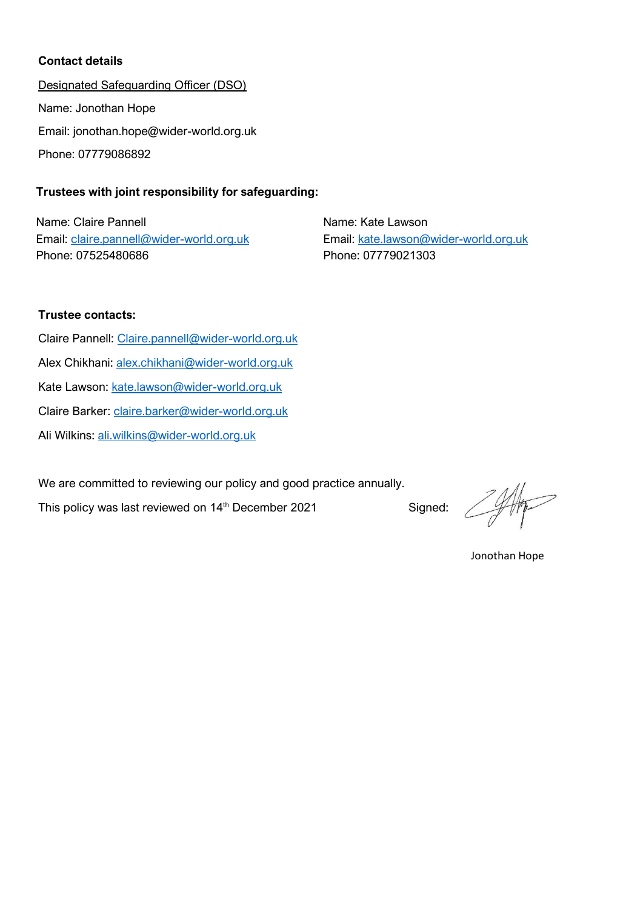**Contact details**

Designated Safeguarding Officer (DSO)

Name: Jonothan Hope

Email: jonothan.hope@wider-world.org.uk

Phone: 07779086892

**Trustees with joint responsibility for safeguarding:**

Name: Claire Pannell
Email: claire.pannell@wider-world.org.uk
Phone: 07525480686

Name: Kate Lawson
Email: kate.lawson@wider-world.org.uk
Phone: 07779021303

**Trustee contacts:**

Claire Pannell: Claire.pannell@wider-world.org.uk

Alex Chikhani: alex.chikhani@wider-world.org.uk

Kate Lawson: kate.lawson@wider-world.org.uk

Claire Barker: claire.barker@wider-world.org.uk

Ali Wilkins: ali.wilkins@wider-world.org.uk

We are committed to reviewing our policy and good practice annually.

This policy was last reviewed on 14th December 2021

Signed:

Jonothan Hope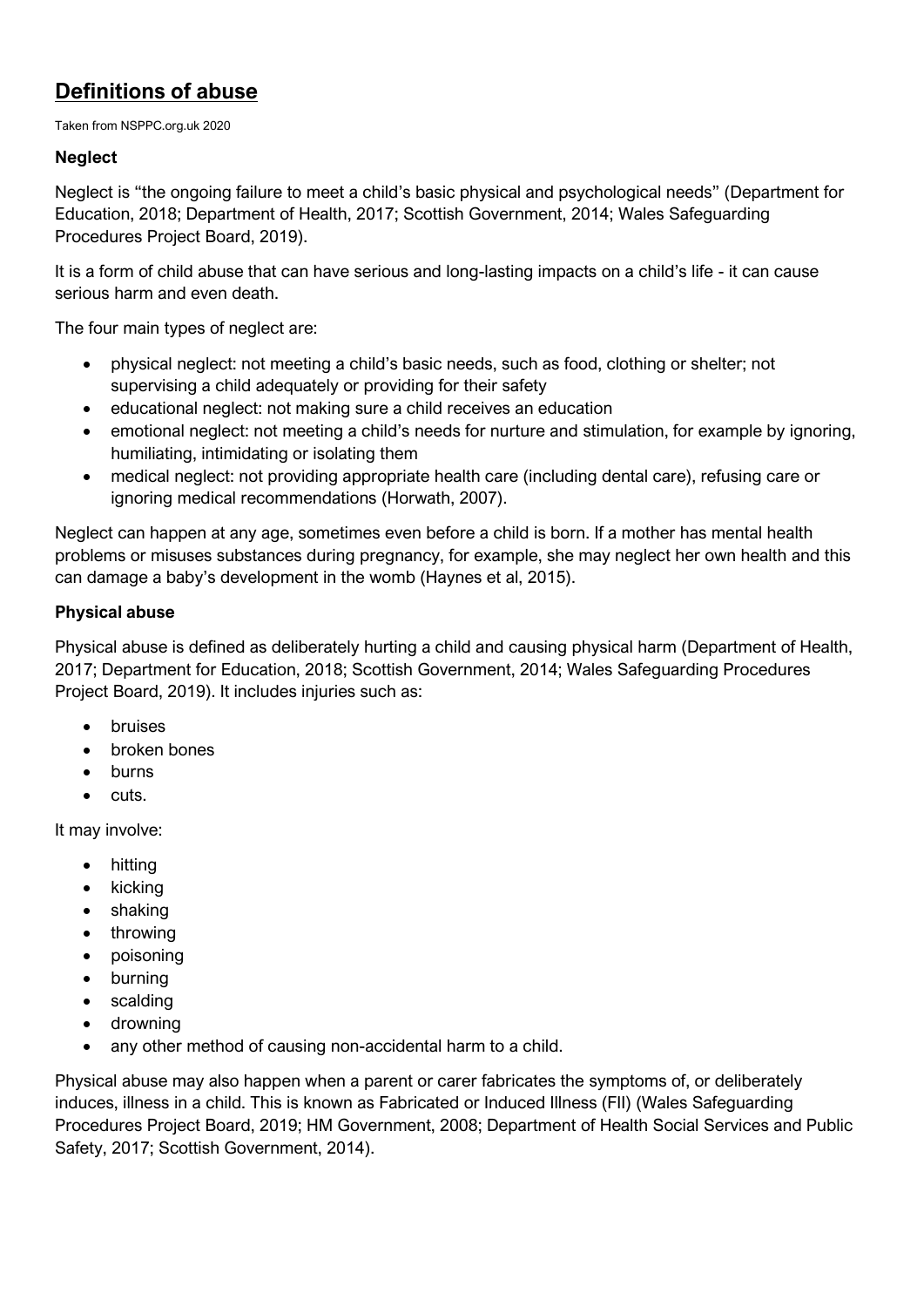## Definitions of abuse

Taken from NSPPC.org.uk 2020

**Neglect**

Neglect is "the ongoing failure to meet a child's basic physical and psychological needs" (Department for Education, 2018; Department of Health, 2017; Scottish Government, 2014; Wales Safeguarding Procedures Project Board, 2019).

It is a form of child abuse that can have serious and long-lasting impacts on a child's life - it can cause serious harm and even death.

The four main types of neglect are:

- physical neglect: not meeting a child's basic needs, such as food, clothing or shelter; not supervising a child adequately or providing for their safety
- educational neglect: not making sure a child receives an education
- emotional neglect: not meeting a child's needs for nurture and stimulation, for example by ignoring, humiliating, intimidating or isolating them
- medical neglect: not providing appropriate health care (including dental care), refusing care or ignoring medical recommendations (Horwath, 2007).

Neglect can happen at any age, sometimes even before a child is born. If a mother has mental health problems or misuses substances during pregnancy, for example, she may neglect her own health and this can damage a baby's development in the womb (Haynes et al, 2015).

**Physical abuse**

Physical abuse is defined as deliberately hurting a child and causing physical harm (Department of Health, 2017; Department for Education, 2018; Scottish Government, 2014; Wales Safeguarding Procedures Project Board, 2019). It includes injuries such as:

- bruises
- broken bones
- burns
- cuts.

It may involve:

- hitting
- kicking
- shaking
- throwing
- poisoning
- burning
- scalding
- drowning
- any other method of causing non-accidental harm to a child.

Physical abuse may also happen when a parent or carer fabricates the symptoms of, or deliberately induces, illness in a child. This is known as Fabricated or Induced Illness (FII) (Wales Safeguarding Procedures Project Board, 2019; HM Government, 2008; Department of Health Social Services and Public Safety, 2017; Scottish Government, 2014).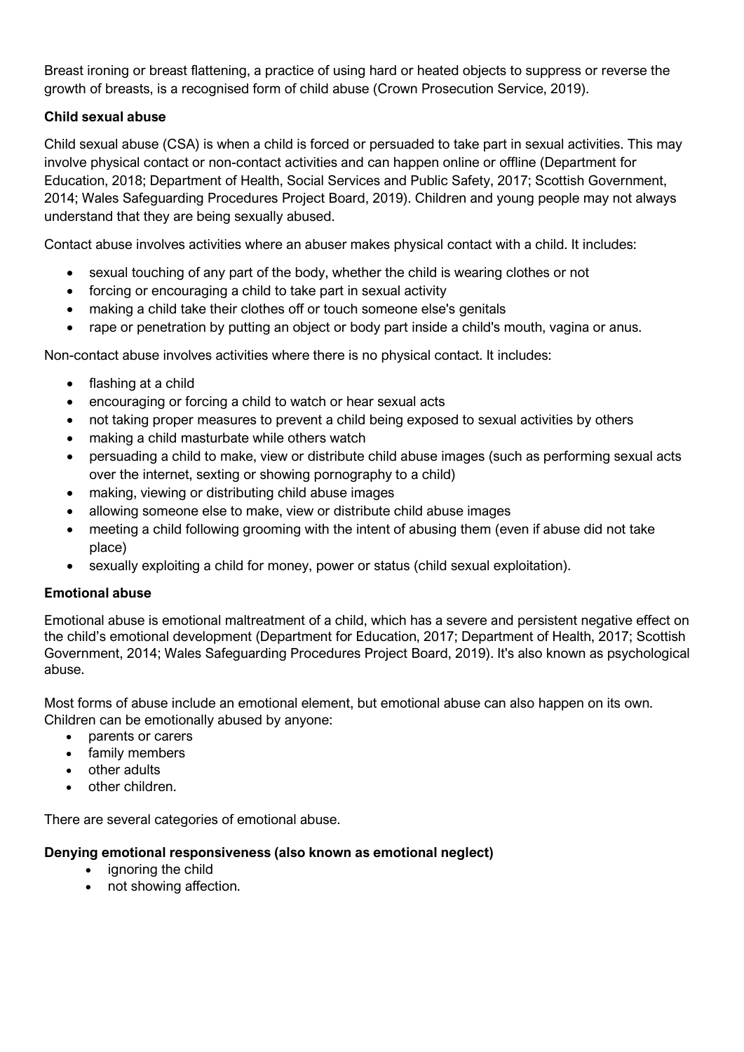Breast ironing or breast flattening, a practice of using hard or heated objects to suppress or reverse the growth of breasts, is a recognised form of child abuse (Crown Prosecution Service, 2019).

**Child sexual abuse**

Child sexual abuse (CSA) is when a child is forced or persuaded to take part in sexual activities. This may involve physical contact or non-contact activities and can happen online or offline (Department for Education, 2018; Department of Health, Social Services and Public Safety, 2017; Scottish Government, 2014; Wales Safeguarding Procedures Project Board, 2019). Children and young people may not always understand that they are being sexually abused.

Contact abuse involves activities where an abuser makes physical contact with a child. It includes:

- sexual touching of any part of the body, whether the child is wearing clothes or not
- forcing or encouraging a child to take part in sexual activity
- making a child take their clothes off or touch someone else's genitals
- rape or penetration by putting an object or body part inside a child's mouth, vagina or anus.

Non-contact abuse involves activities where there is no physical contact. It includes:

- flashing at a child
- encouraging or forcing a child to watch or hear sexual acts
- not taking proper measures to prevent a child being exposed to sexual activities by others
- making a child masturbate while others watch
- persuading a child to make, view or distribute child abuse images (such as performing sexual acts over the internet, sexting or showing pornography to a child)
- making, viewing or distributing child abuse images
- allowing someone else to make, view or distribute child abuse images
- meeting a child following grooming with the intent of abusing them (even if abuse did not take place)
- sexually exploiting a child for money, power or status (child sexual exploitation).

**Emotional abuse**

Emotional abuse is emotional maltreatment of a child, which has a severe and persistent negative effect on the child's emotional development (Department for Education, 2017; Department of Health, 2017; Scottish Government, 2014; Wales Safeguarding Procedures Project Board, 2019). It's also known as psychological abuse.

Most forms of abuse include an emotional element, but emotional abuse can also happen on its own. Children can be emotionally abused by anyone:

- parents or carers
- family members
- other adults
- other children.

There are several categories of emotional abuse.

**Denying emotional responsiveness (also known as emotional neglect)**

- ignoring the child
- not showing affection.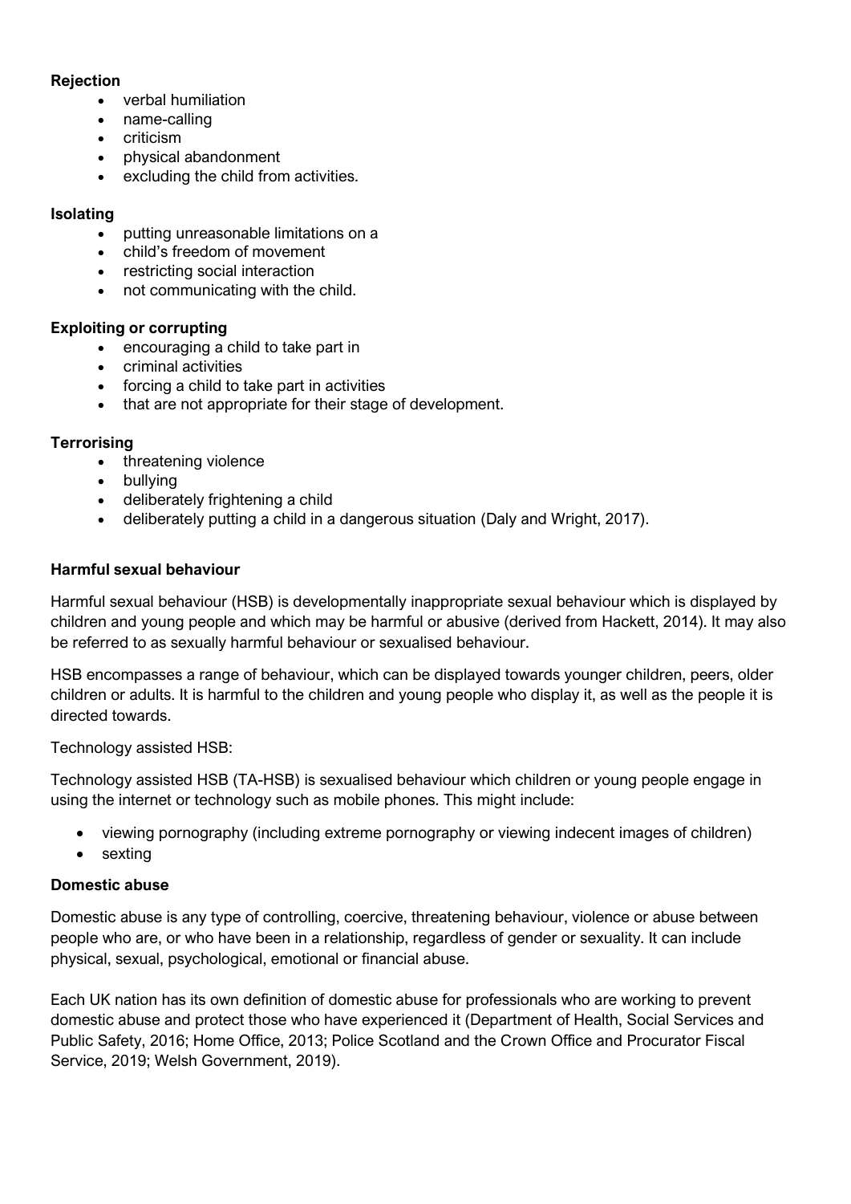**Rejection**

- verbal humiliation
- name-calling
- criticism
- physical abandonment
- excluding the child from activities.

**Isolating**

- putting unreasonable limitations on a
- child's freedom of movement
- restricting social interaction
- not communicating with the child.

**Exploiting or corrupting**

- encouraging a child to take part in
- criminal activities
- forcing a child to take part in activities
- that are not appropriate for their stage of development.

**Terrorising**

- threatening violence
- bullying
- deliberately frightening a child
- deliberately putting a child in a dangerous situation (Daly and Wright, 2017).

**Harmful sexual behaviour**

Harmful sexual behaviour (HSB) is developmentally inappropriate sexual behaviour which is displayed by children and young people and which may be harmful or abusive (derived from Hackett, 2014). It may also be referred to as sexually harmful behaviour or sexualised behaviour.

HSB encompasses a range of behaviour, which can be displayed towards younger children, peers, older children or adults. It is harmful to the children and young people who display it, as well as the people it is directed towards.

Technology assisted HSB:

Technology assisted HSB (TA-HSB) is sexualised behaviour which children or young people engage in using the internet or technology such as mobile phones. This might include:

- viewing pornography (including extreme pornography or viewing indecent images of children)
- sexting

**Domestic abuse**

Domestic abuse is any type of controlling, coercive, threatening behaviour, violence or abuse between people who are, or who have been in a relationship, regardless of gender or sexuality. It can include physical, sexual, psychological, emotional or financial abuse.

Each UK nation has its own definition of domestic abuse for professionals who are working to prevent domestic abuse and protect those who have experienced it (Department of Health, Social Services and Public Safety, 2016; Home Office, 2013; Police Scotland and the Crown Office and Procurator Fiscal Service, 2019; Welsh Government, 2019).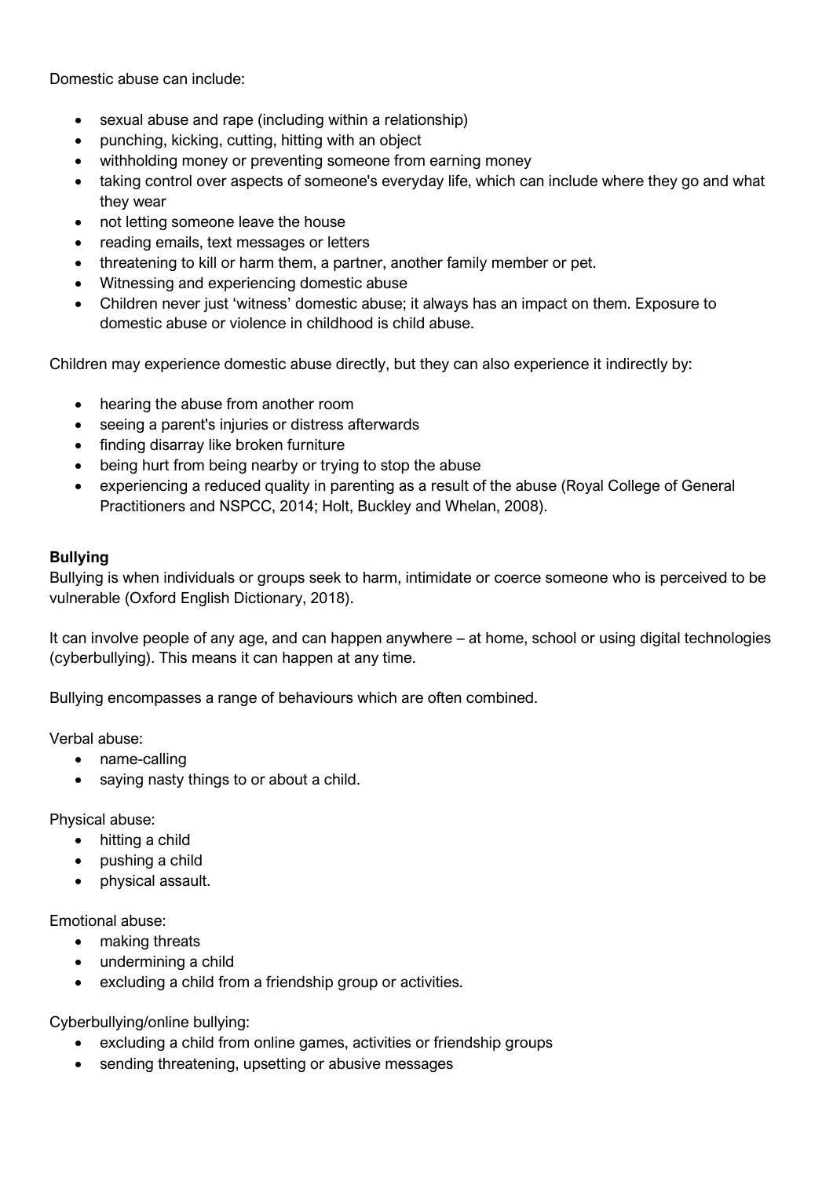Domestic abuse can include:

- sexual abuse and rape (including within a relationship)
- punching, kicking, cutting, hitting with an object
- withholding money or preventing someone from earning money
- taking control over aspects of someone's everyday life, which can include where they go and what they wear
- not letting someone leave the house
- reading emails, text messages or letters
- threatening to kill or harm them, a partner, another family member or pet.
- Witnessing and experiencing domestic abuse
- Children never just 'witness' domestic abuse; it always has an impact on them. Exposure to domestic abuse or violence in childhood is child abuse.

Children may experience domestic abuse directly, but they can also experience it indirectly by:

- hearing the abuse from another room
- seeing a parent's injuries or distress afterwards
- finding disarray like broken furniture
- being hurt from being nearby or trying to stop the abuse
- experiencing a reduced quality in parenting as a result of the abuse (Royal College of General Practitioners and NSPCC, 2014; Holt, Buckley and Whelan, 2008).

**Bullying**

Bullying is when individuals or groups seek to harm, intimidate or coerce someone who is perceived to be vulnerable (Oxford English Dictionary, 2018).

It can involve people of any age, and can happen anywhere – at home, school or using digital technologies (cyberbullying). This means it can happen at any time.

Bullying encompasses a range of behaviours which are often combined.

Verbal abuse:

- name-calling
- saying nasty things to or about a child.

Physical abuse:

- hitting a child
- pushing a child
- physical assault.

Emotional abuse:

- making threats
- undermining a child
- excluding a child from a friendship group or activities.

Cyberbullying/online bullying:

- excluding a child from online games, activities or friendship groups
- sending threatening, upsetting or abusive messages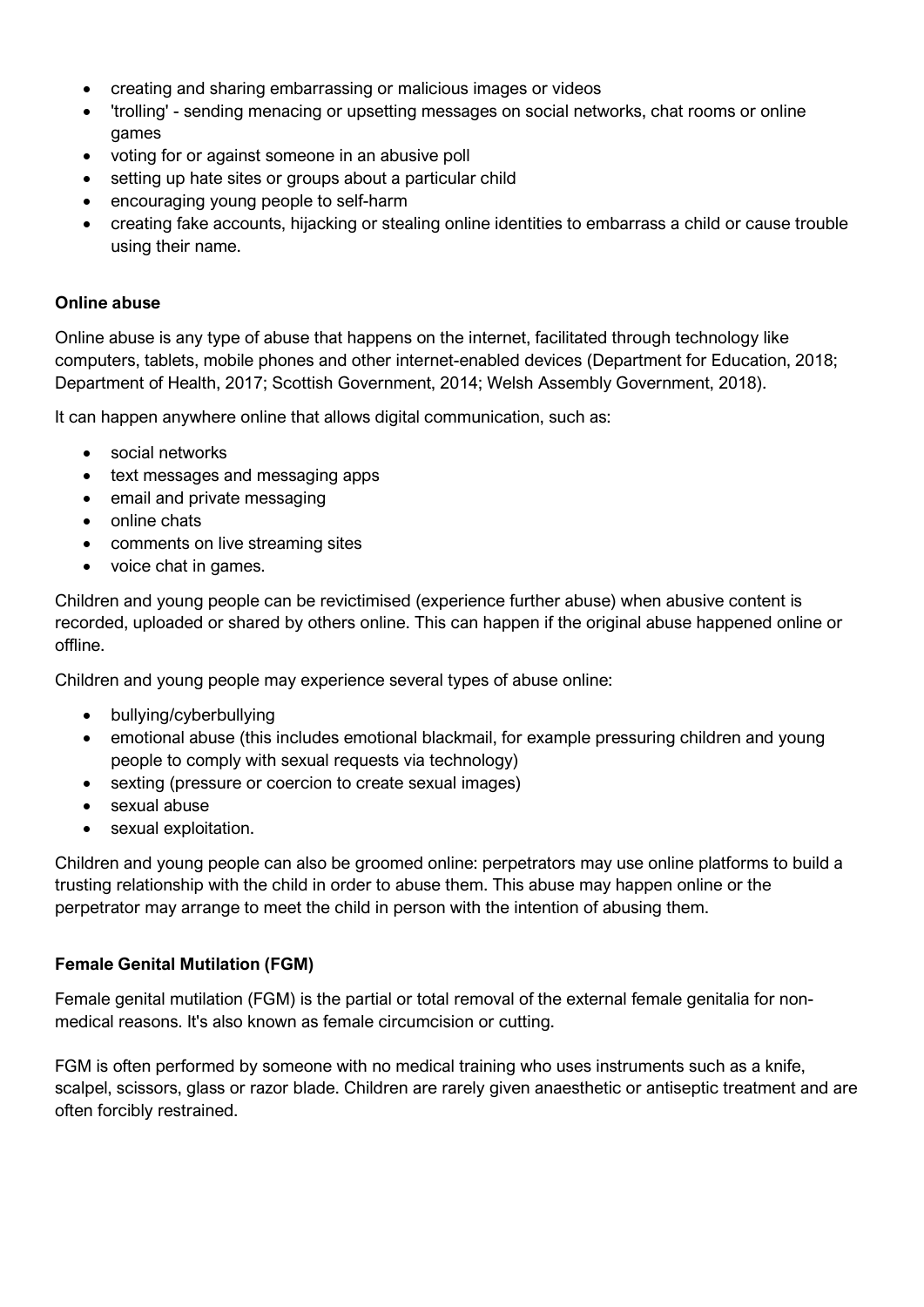- creating and sharing embarrassing or malicious images or videos
- 'trolling' - sending menacing or upsetting messages on social networks, chat rooms or online games
- voting for or against someone in an abusive poll
- setting up hate sites or groups about a particular child
- encouraging young people to self-harm
- creating fake accounts, hijacking or stealing online identities to embarrass a child or cause trouble using their name.

**Online abuse**

Online abuse is any type of abuse that happens on the internet, facilitated through technology like computers, tablets, mobile phones and other internet-enabled devices (Department for Education, 2018; Department of Health, 2017; Scottish Government, 2014; Welsh Assembly Government, 2018).

It can happen anywhere online that allows digital communication, such as:

- social networks
- text messages and messaging apps
- email and private messaging
- online chats
- comments on live streaming sites
- voice chat in games.

Children and young people can be revictimised (experience further abuse) when abusive content is recorded, uploaded or shared by others online. This can happen if the original abuse happened online or offline.

Children and young people may experience several types of abuse online:

- bullying/cyberbullying
- emotional abuse (this includes emotional blackmail, for example pressuring children and young people to comply with sexual requests via technology)
- sexting (pressure or coercion to create sexual images)
- sexual abuse
- sexual exploitation.

Children and young people can also be groomed online: perpetrators may use online platforms to build a trusting relationship with the child in order to abuse them. This abuse may happen online or the perpetrator may arrange to meet the child in person with the intention of abusing them.

**Female Genital Mutilation (FGM)**

Female genital mutilation (FGM) is the partial or total removal of the external female genitalia for non-medical reasons. It's also known as female circumcision or cutting.

FGM is often performed by someone with no medical training who uses instruments such as a knife, scalpel, scissors, glass or razor blade. Children are rarely given anaesthetic or antiseptic treatment and are often forcibly restrained.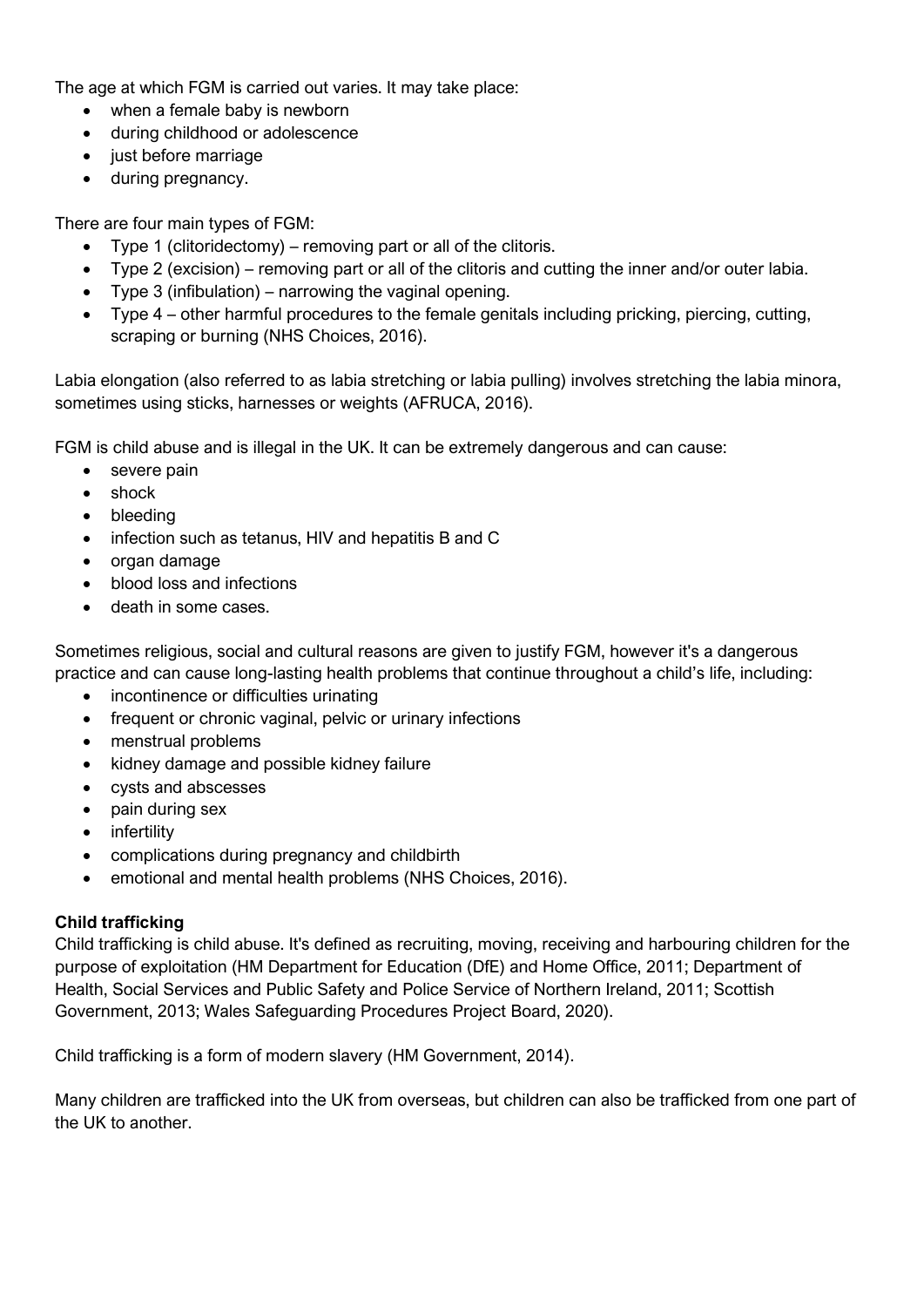The age at which FGM is carried out varies. It may take place:

- when a female baby is newborn
- during childhood or adolescence
- just before marriage
- during pregnancy.

There are four main types of FGM:

- Type 1 (clitoridectomy) – removing part or all of the clitoris.
- Type 2 (excision) – removing part or all of the clitoris and cutting the inner and/or outer labia.
- Type 3 (infibulation) – narrowing the vaginal opening.
- Type 4 – other harmful procedures to the female genitals including pricking, piercing, cutting, scraping or burning (NHS Choices, 2016).

Labia elongation (also referred to as labia stretching or labia pulling) involves stretching the labia minora, sometimes using sticks, harnesses or weights (AFRUCA, 2016).

FGM is child abuse and is illegal in the UK. It can be extremely dangerous and can cause:

- severe pain
- shock
- bleeding
- infection such as tetanus, HIV and hepatitis B and C
- organ damage
- blood loss and infections
- death in some cases.

Sometimes religious, social and cultural reasons are given to justify FGM, however it's a dangerous practice and can cause long-lasting health problems that continue throughout a child's life, including:

- incontinence or difficulties urinating
- frequent or chronic vaginal, pelvic or urinary infections
- menstrual problems
- kidney damage and possible kidney failure
- cysts and abscesses
- pain during sex
- infertility
- complications during pregnancy and childbirth
- emotional and mental health problems (NHS Choices, 2016).

**Child trafficking**

Child trafficking is child abuse. It's defined as recruiting, moving, receiving and harbouring children for the purpose of exploitation (HM Department for Education (DfE) and Home Office, 2011; Department of Health, Social Services and Public Safety and Police Service of Northern Ireland, 2011; Scottish Government, 2013; Wales Safeguarding Procedures Project Board, 2020).

Child trafficking is a form of modern slavery (HM Government, 2014).

Many children are trafficked into the UK from overseas, but children can also be trafficked from one part of the UK to another.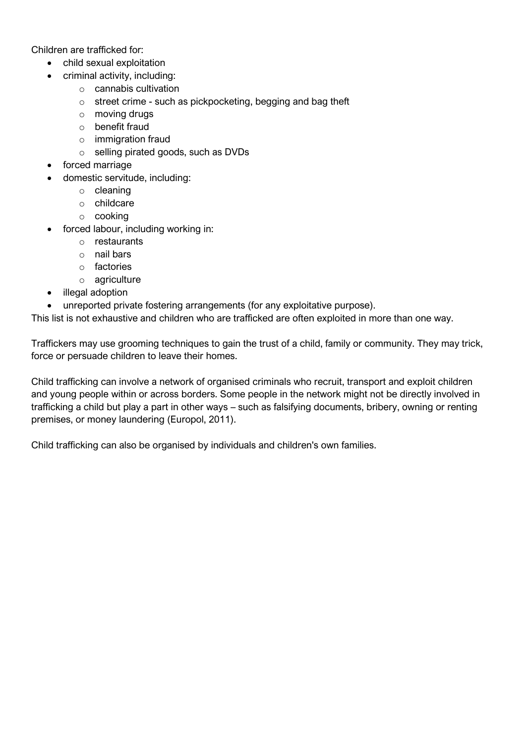Children are trafficked for:

- child sexual exploitation
- criminal activity, including:
  - cannabis cultivation
  - street crime - such as pickpocketing, begging and bag theft
  - moving drugs
  - benefit fraud
  - immigration fraud
  - selling pirated goods, such as DVDs
- forced marriage
- domestic servitude, including:
  - cleaning
  - childcare
  - cooking
- forced labour, including working in:
  - restaurants
  - nail bars
  - factories
  - agriculture
- illegal adoption
- unreported private fostering arrangements (for any exploitative purpose).

This list is not exhaustive and children who are trafficked are often exploited in more than one way.

Traffickers may use grooming techniques to gain the trust of a child, family or community. They may trick, force or persuade children to leave their homes.

Child trafficking can involve a network of organised criminals who recruit, transport and exploit children and young people within or across borders. Some people in the network might not be directly involved in trafficking a child but play a part in other ways – such as falsifying documents, bribery, owning or renting premises, or money laundering (Europol, 2011).

Child trafficking can also be organised by individuals and children's own families.